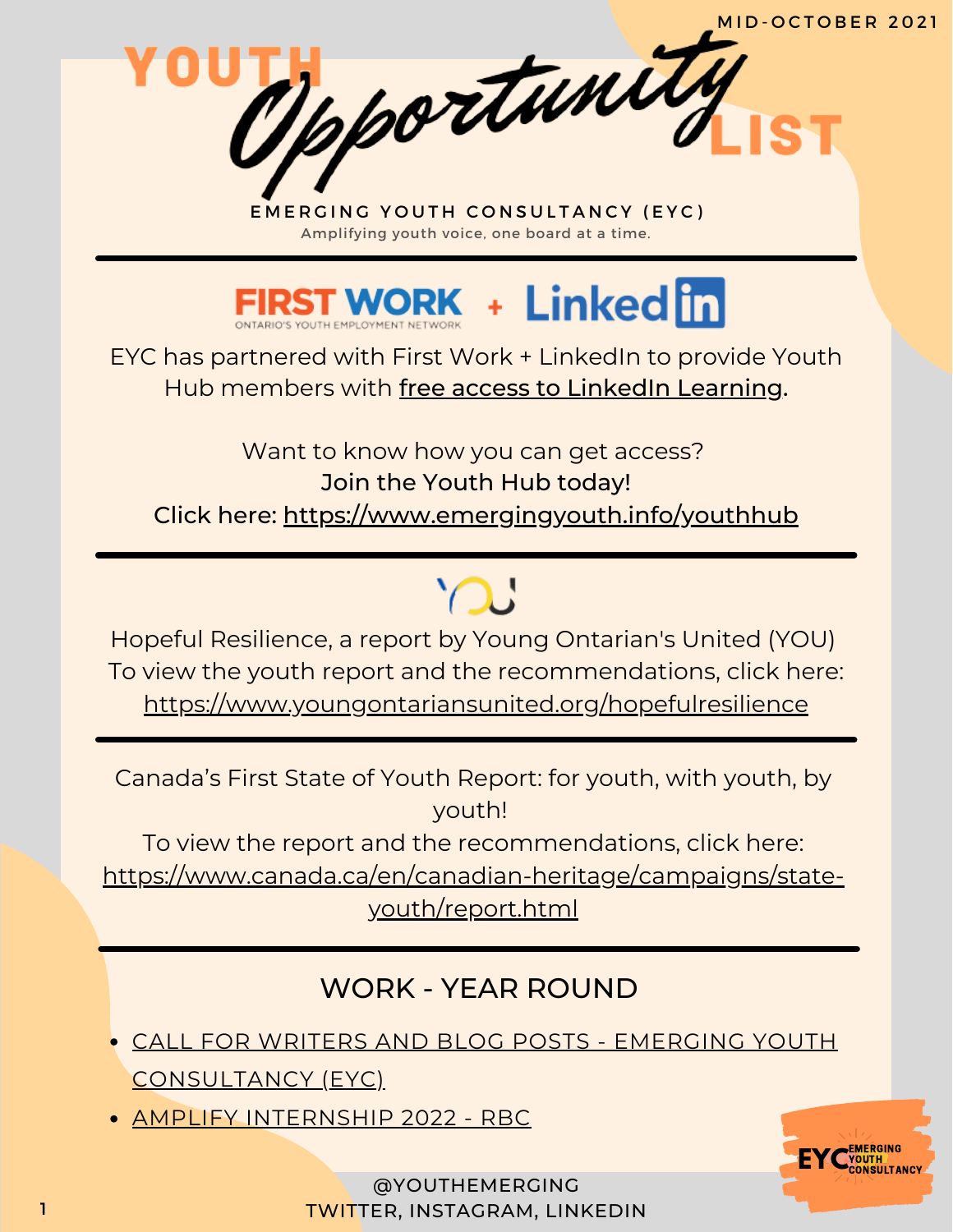MID-OCTOBER 2021

# YOUTH *Opportunity* LIST

EMERGING YOUTH CONSULTANCY (EYC)

Amplifying youth voice, one board at a time.

---

FIRST WORK ONTARIO'S YOUTH EMPLOYMENT NETWORK + LinkedIn

EYC has partnered with First Work + LinkedIn to provide Youth Hub members with free access to LinkedIn Learning.

Want to know how you can get access?
**Join the Youth Hub today!**
Click here: https://www.emergingyouth.info/youthhub

---

YOU

Hopeful Resilience, a report by Young Ontarian's United (YOU)
To view the youth report and the recommendations, click here:
https://www.youngontariansunited.org/hopefulresilience

---

Canada's First State of Youth Report: for youth, with youth, by youth!
To view the report and the recommendations, click here:
https://www.canada.ca/en/canadian-heritage/campaigns/state-youth/report.html

---

## WORK - YEAR ROUND

- CALL FOR WRITERS AND BLOG POSTS - EMERGING YOUTH CONSULTANCY (EYC)
- AMPLIFY INTERNSHIP 2022 - RBC

@YOUTHEMERGING
TWITTER, INSTAGRAM, LINKEDIN

EYC EMERGING YOUTH CONSULTANCY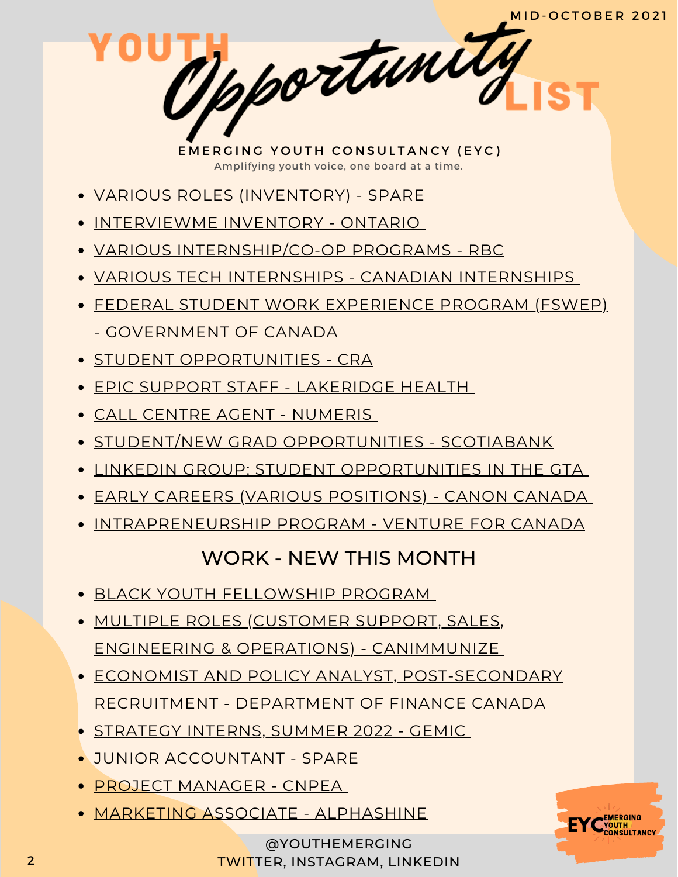MID-OCTOBER 2021

# YOUTH Opportunity LIST

**EMERGING YOUTH CONSULTANCY (EYC)**

Amplifying youth voice, one board at a time.

- VARIOUS ROLES (INVENTORY) - SPARE
- INTERVIEWME INVENTORY - ONTARIO
- VARIOUS INTERNSHIP/CO-OP PROGRAMS - RBC
- VARIOUS TECH INTERNSHIPS - CANADIAN INTERNSHIPS
- FEDERAL STUDENT WORK EXPERIENCE PROGRAM (FSWEP) - GOVERNMENT OF CANADA
- STUDENT OPPORTUNITIES - CRA
- EPIC SUPPORT STAFF - LAKERIDGE HEALTH
- CALL CENTRE AGENT - NUMERIS
- STUDENT/NEW GRAD OPPORTUNITIES - SCOTIABANK
- LINKEDIN GROUP: STUDENT OPPORTUNITIES IN THE GTA
- EARLY CAREERS (VARIOUS POSITIONS) - CANON CANADA
- INTRAPRENEURSHIP PROGRAM - VENTURE FOR CANADA

## WORK - NEW THIS MONTH

- BLACK YOUTH FELLOWSHIP PROGRAM
- MULTIPLE ROLES (CUSTOMER SUPPORT, SALES, ENGINEERING & OPERATIONS) - CANIMMUNIZE
- ECONOMIST AND POLICY ANALYST, POST-SECONDARY RECRUITMENT - DEPARTMENT OF FINANCE CANADA
- STRATEGY INTERNS, SUMMER 2022 - GEMIC
- JUNIOR ACCOUNTANT - SPARE
- PROJECT MANAGER - CNPEA
- MARKETING ASSOCIATE - ALPHASHINE

@YOUTHEMERGING
TWITTER, INSTAGRAM, LINKEDIN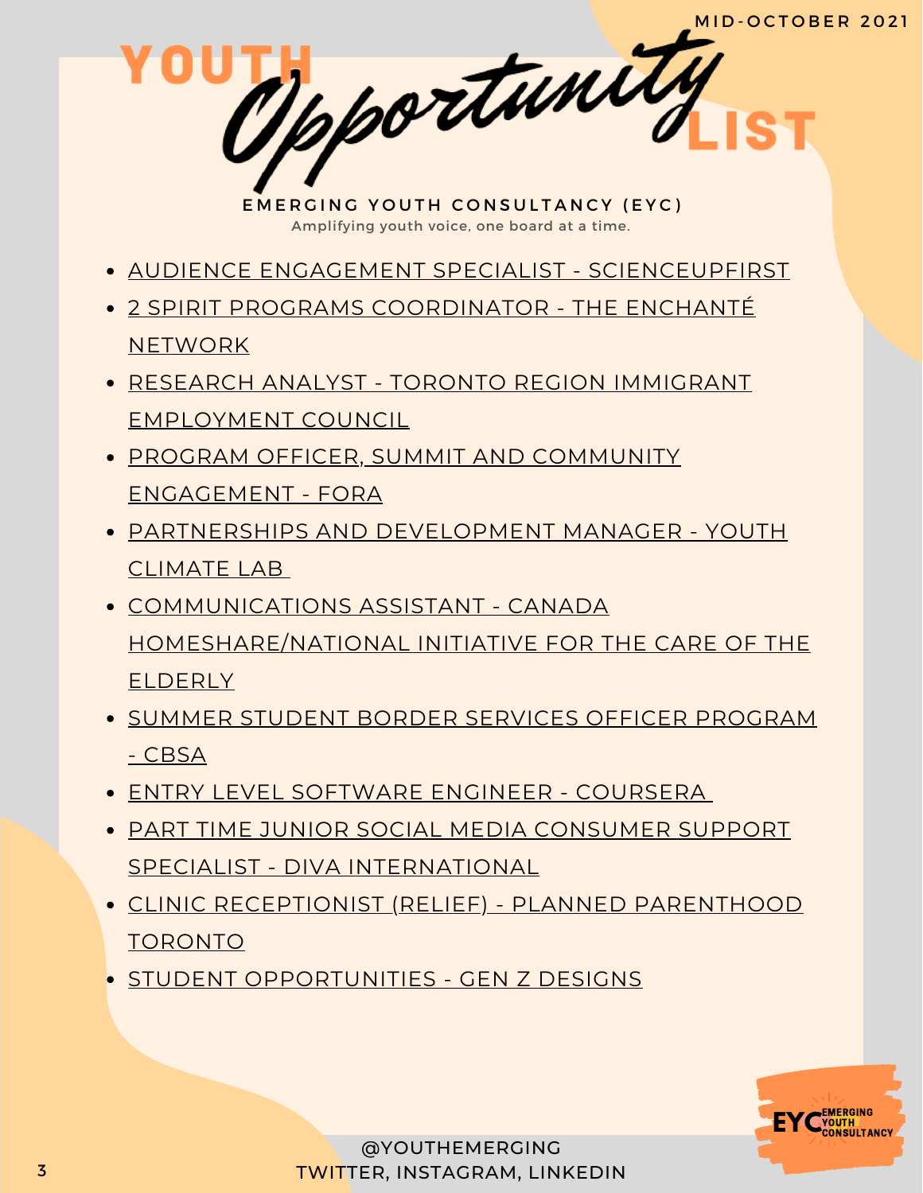MID-OCTOBER 2021

# YOUTH *Opportunity* LIST

**EMERGING YOUTH CONSULTANCY (EYC)**

Amplifying youth voice, one board at a time.

- AUDIENCE ENGAGEMENT SPECIALIST - SCIENCEUPFIRST
- 2 SPIRIT PROGRAMS COORDINATOR - THE ENCHANTÉ NETWORK
- RESEARCH ANALYST - TORONTO REGION IMMIGRANT EMPLOYMENT COUNCIL
- PROGRAM OFFICER, SUMMIT AND COMMUNITY ENGAGEMENT - FORA
- PARTNERSHIPS AND DEVELOPMENT MANAGER - YOUTH CLIMATE LAB
- COMMUNICATIONS ASSISTANT - CANADA HOMESHARE/NATIONAL INITIATIVE FOR THE CARE OF THE ELDERLY
- SUMMER STUDENT BORDER SERVICES OFFICER PROGRAM - CBSA
- ENTRY LEVEL SOFTWARE ENGINEER - COURSERA
- PART TIME JUNIOR SOCIAL MEDIA CONSUMER SUPPORT SPECIALIST - DIVA INTERNATIONAL
- CLINIC RECEPTIONIST (RELIEF) - PLANNED PARENTHOOD TORONTO
- STUDENT OPPORTUNITIES - GEN Z DESIGNS

@YOUTHEMERGING
TWITTER, INSTAGRAM, LINKEDIN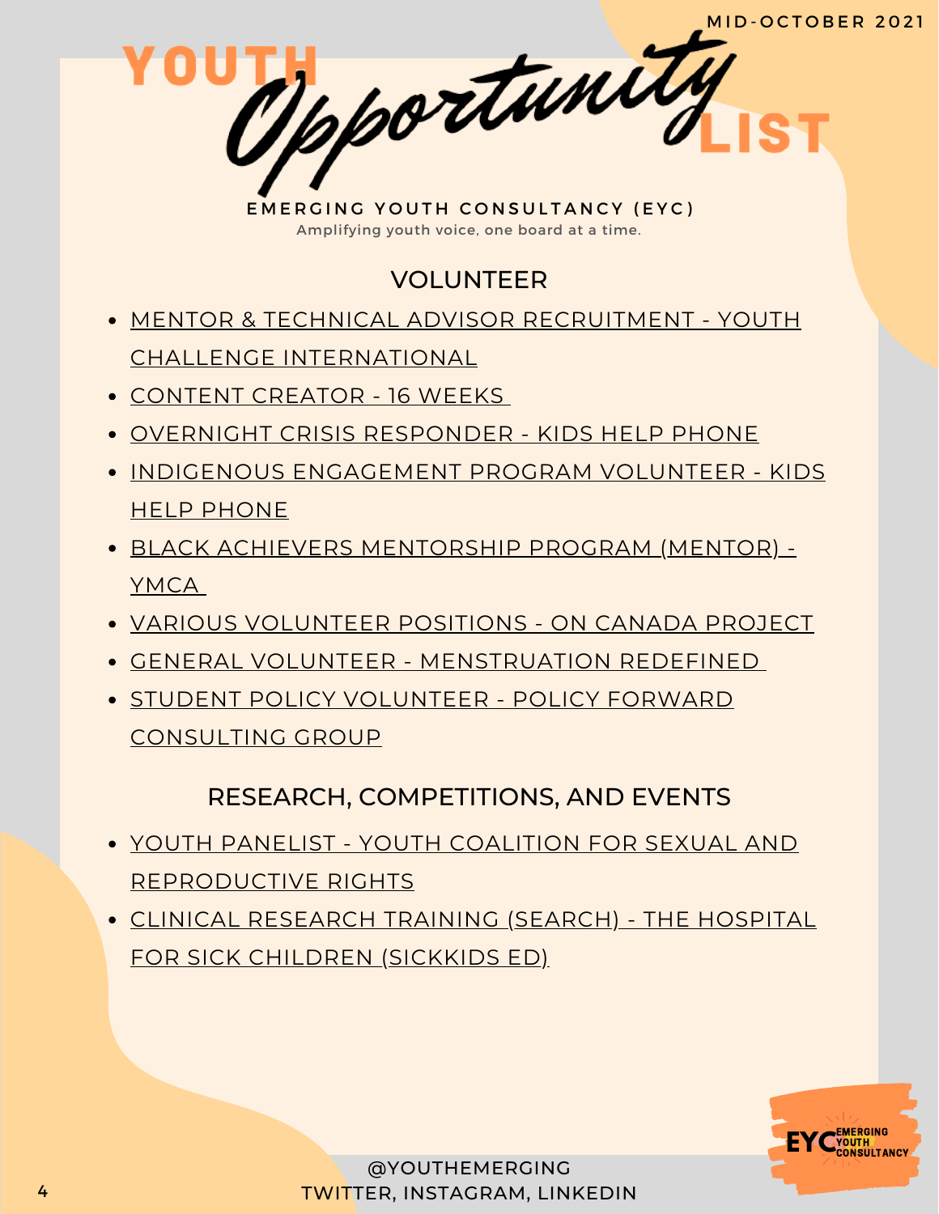MID-OCTOBER 2021

# YOUTH *Opportunity* LIST

**EMERGING YOUTH CONSULTANCY (EYC)**

Amplifying youth voice, one board at a time.

## VOLUNTEER

- MENTOR & TECHNICAL ADVISOR RECRUITMENT - YOUTH CHALLENGE INTERNATIONAL
- CONTENT CREATOR - 16 WEEKS
- OVERNIGHT CRISIS RESPONDER - KIDS HELP PHONE
- INDIGENOUS ENGAGEMENT PROGRAM VOLUNTEER - KIDS HELP PHONE
- BLACK ACHIEVERS MENTORSHIP PROGRAM (MENTOR) - YMCA
- VARIOUS VOLUNTEER POSITIONS - ON CANADA PROJECT
- GENERAL VOLUNTEER - MENSTRUATION REDEFINED
- STUDENT POLICY VOLUNTEER - POLICY FORWARD CONSULTING GROUP

## RESEARCH, COMPETITIONS, AND EVENTS

- YOUTH PANELIST - YOUTH COALITION FOR SEXUAL AND REPRODUCTIVE RIGHTS
- CLINICAL RESEARCH TRAINING (SEARCH) - THE HOSPITAL FOR SICK CHILDREN (SICKKIDS ED)

@YOUTHEMERGING
TWITTER, INSTAGRAM, LINKEDIN

EYC EMERGING YOUTH CONSULTANCY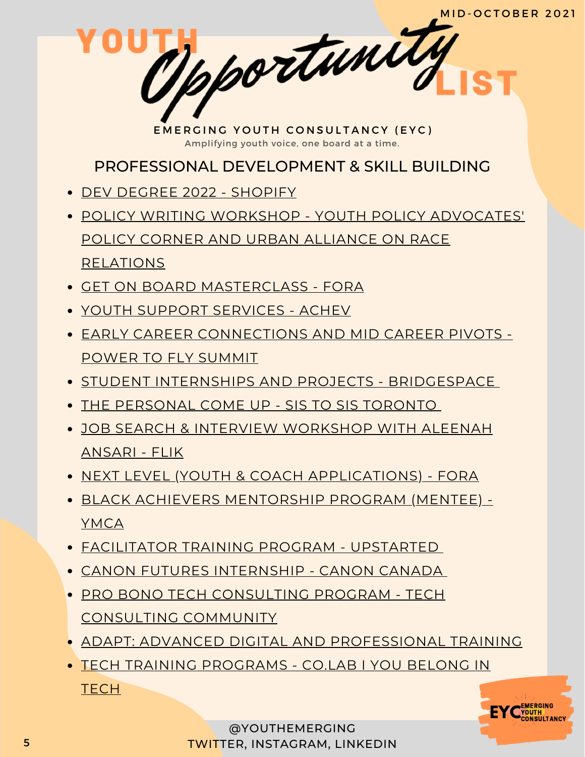MID-OCTOBER 2021

# YOUTH *Opportunity* LIST

EMERGING YOUTH CONSULTANCY (EYC)

Amplifying youth voice, one board at a time.

## PROFESSIONAL DEVELOPMENT & SKILL BUILDING

- DEV DEGREE 2022 - SHOPIFY
- POLICY WRITING WORKSHOP - YOUTH POLICY ADVOCATES' POLICY CORNER AND URBAN ALLIANCE ON RACE RELATIONS
- GET ON BOARD MASTERCLASS - FORA
- YOUTH SUPPORT SERVICES - ACHEV
- EARLY CAREER CONNECTIONS AND MID CAREER PIVOTS - POWER TO FLY SUMMIT
- STUDENT INTERNSHIPS AND PROJECTS - BRIDGESPACE
- THE PERSONAL COME UP - SIS TO SIS TORONTO
- JOB SEARCH & INTERVIEW WORKSHOP WITH ALEENAH ANSARI - FLIK
- NEXT LEVEL (YOUTH & COACH APPLICATIONS) - FORA
- BLACK ACHIEVERS MENTORSHIP PROGRAM (MENTEE) - YMCA
- FACILITATOR TRAINING PROGRAM - UPSTARTED
- CANON FUTURES INTERNSHIP - CANON CANADA
- PRO BONO TECH CONSULTING PROGRAM - TECH CONSULTING COMMUNITY
- ADAPT: ADVANCED DIGITAL AND PROFESSIONAL TRAINING
- TECH TRAINING PROGRAMS - CO.LAB I YOU BELONG IN TECH

@YOUTHEMERGING
TWITTER, INSTAGRAM, LINKEDIN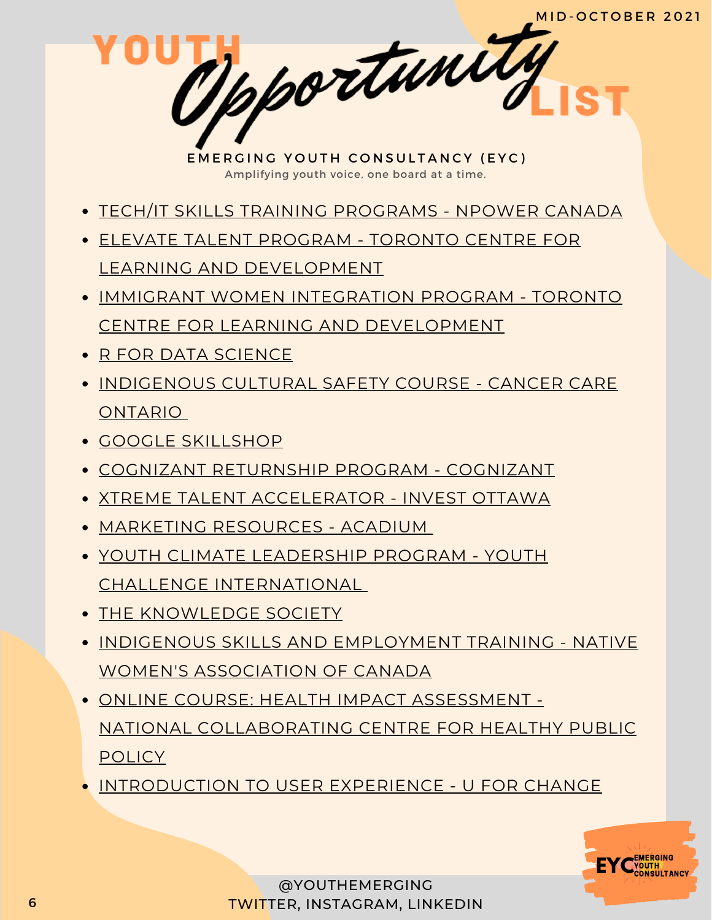MID-OCTOBER 2021

# YOUTH *Opportunity* LIST

**EMERGING YOUTH CONSULTANCY (EYC)**

Amplifying youth voice, one board at a time.

- TECH/IT SKILLS TRAINING PROGRAMS - NPOWER CANADA
- ELEVATE TALENT PROGRAM - TORONTO CENTRE FOR LEARNING AND DEVELOPMENT
- IMMIGRANT WOMEN INTEGRATION PROGRAM - TORONTO CENTRE FOR LEARNING AND DEVELOPMENT
- R FOR DATA SCIENCE
- INDIGENOUS CULTURAL SAFETY COURSE - CANCER CARE ONTARIO
- GOOGLE SKILLSHOP
- COGNIZANT RETURNSHIP PROGRAM - COGNIZANT
- XTREME TALENT ACCELERATOR - INVEST OTTAWA
- MARKETING RESOURCES - ACADIUM
- YOUTH CLIMATE LEADERSHIP PROGRAM - YOUTH CHALLENGE INTERNATIONAL
- THE KNOWLEDGE SOCIETY
- INDIGENOUS SKILLS AND EMPLOYMENT TRAINING - NATIVE WOMEN'S ASSOCIATION OF CANADA
- ONLINE COURSE: HEALTH IMPACT ASSESSMENT - NATIONAL COLLABORATING CENTRE FOR HEALTHY PUBLIC POLICY
- INTRODUCTION TO USER EXPERIENCE - U FOR CHANGE

@YOUTHEMERGING
TWITTER, INSTAGRAM, LINKEDIN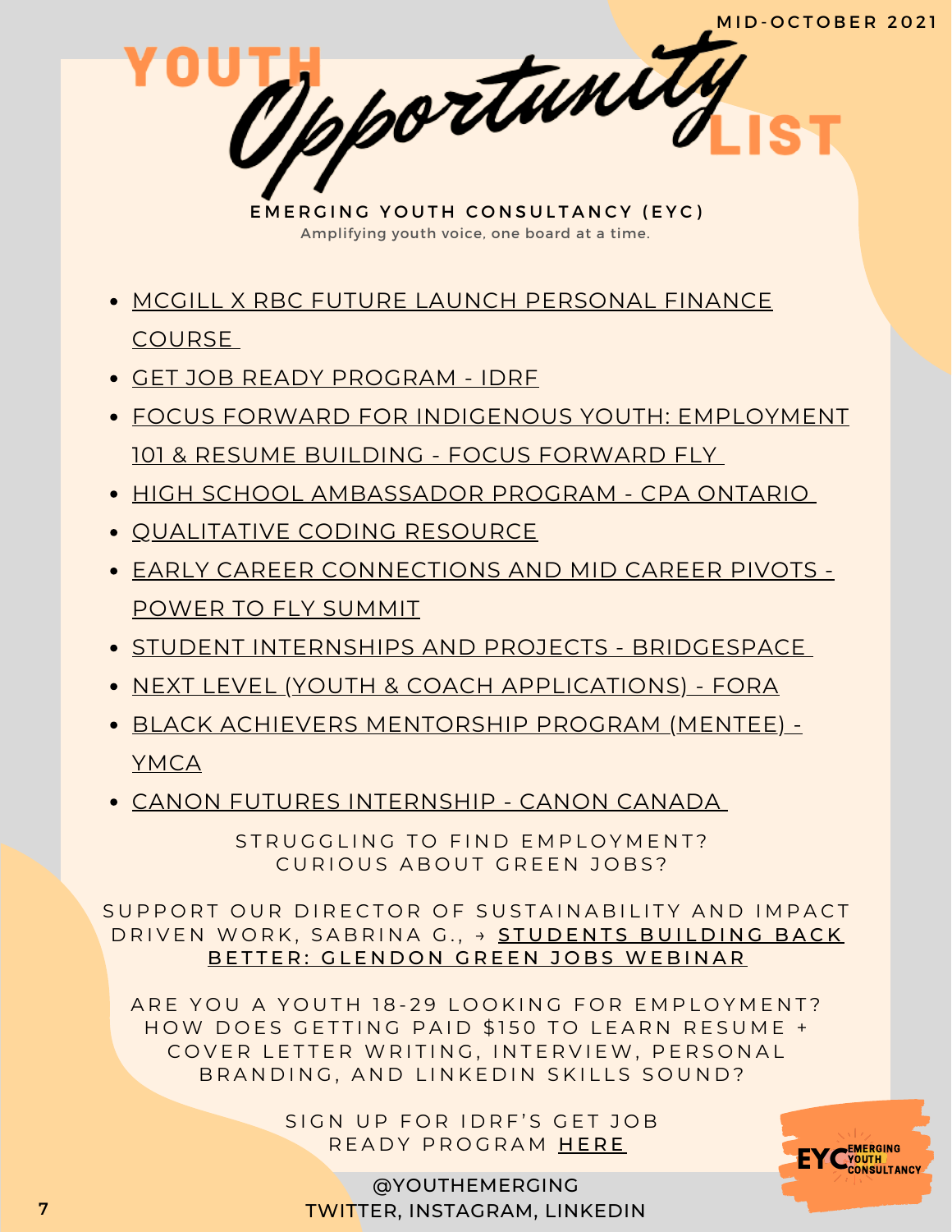MID-OCTOBER 2021

# YOUTH Opportunity LIST

**EMERGING YOUTH CONSULTANCY (EYC)**

Amplifying youth voice, one board at a time.

- MCGILL X RBC FUTURE LAUNCH PERSONAL FINANCE COURSE
- GET JOB READY PROGRAM - IDRF
- FOCUS FORWARD FOR INDIGENOUS YOUTH: EMPLOYMENT 101 & RESUME BUILDING - FOCUS FORWARD FLY
- HIGH SCHOOL AMBASSADOR PROGRAM - CPA ONTARIO
- QUALITATIVE CODING RESOURCE
- EARLY CAREER CONNECTIONS AND MID CAREER PIVOTS - POWER TO FLY SUMMIT
- STUDENT INTERNSHIPS AND PROJECTS - BRIDGESPACE
- NEXT LEVEL (YOUTH & COACH APPLICATIONS) - FORA
- BLACK ACHIEVERS MENTORSHIP PROGRAM (MENTEE) - YMCA
- CANON FUTURES INTERNSHIP - CANON CANADA

STRUGGLING TO FIND EMPLOYMENT?
CURIOUS ABOUT GREEN JOBS?

SUPPORT OUR DIRECTOR OF SUSTAINABILITY AND IMPACT DRIVEN WORK, SABRINA G., → STUDENTS BUILDING BACK BETTER: GLENDON GREEN JOBS WEBINAR

ARE YOU A YOUTH 18-29 LOOKING FOR EMPLOYMENT? HOW DOES GETTING PAID $150 TO LEARN RESUME + COVER LETTER WRITING, INTERVIEW, PERSONAL BRANDING, AND LINKEDIN SKILLS SOUND?

SIGN UP FOR IDRF'S GET JOB READY PROGRAM HERE

@YOUTHEMERGING
TWITTER, INSTAGRAM, LINKEDIN

EYC EMERGING YOUTH CONSULTANCY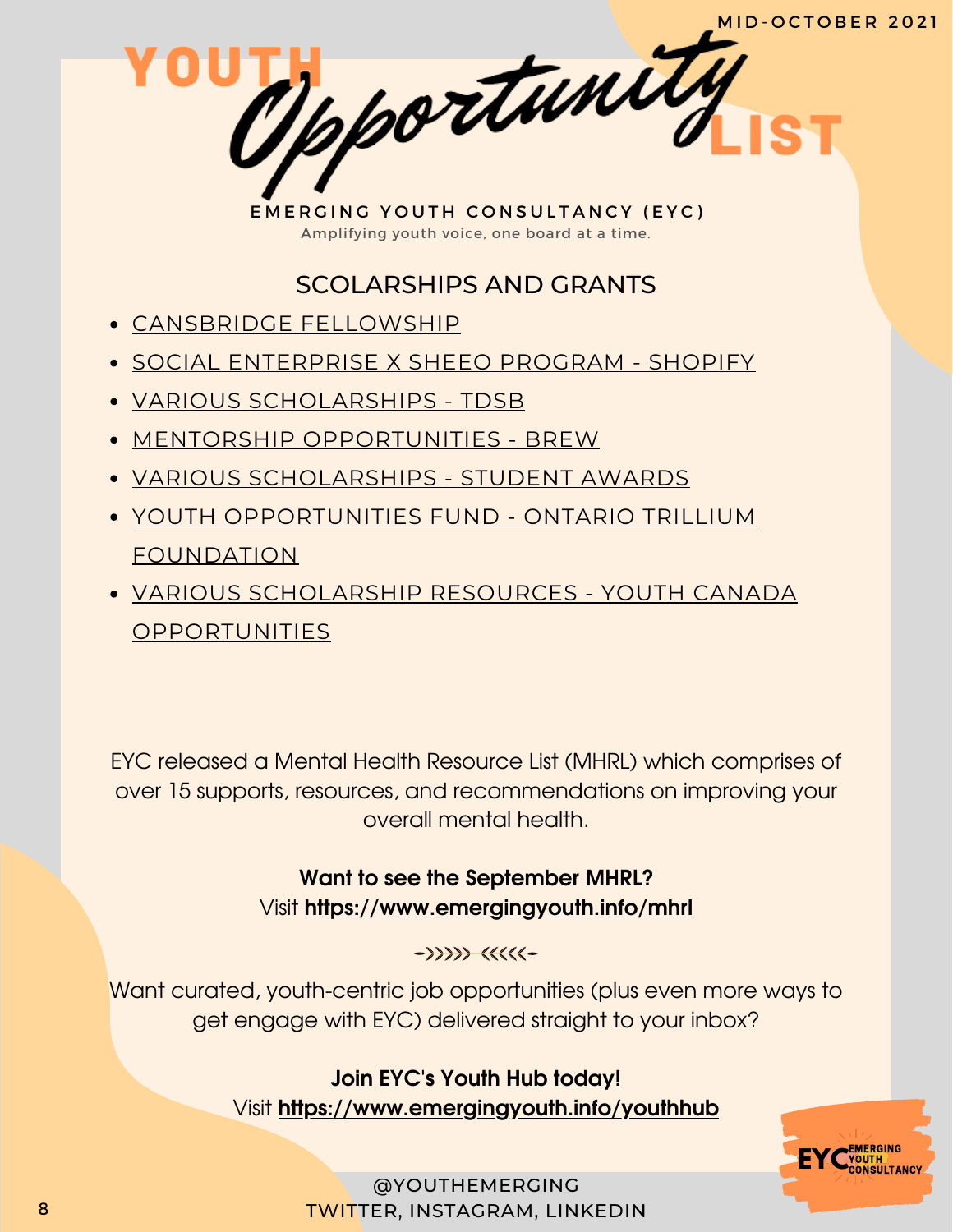MID-OCTOBER 2021

# YOUTH *Opportunity* LIST

**EMERGING YOUTH CONSULTANCY (EYC)**
Amplifying youth voice, one board at a time.

## SCOLARSHIPS AND GRANTS

- CANSBRIDGE FELLOWSHIP
- SOCIAL ENTERPRISE X SHEEO PROGRAM - SHOPIFY
- VARIOUS SCHOLARSHIPS - TDSB
- MENTORSHIP OPPORTUNITIES - BREW
- VARIOUS SCHOLARSHIPS - STUDENT AWARDS
- YOUTH OPPORTUNITIES FUND - ONTARIO TRILLIUM FOUNDATION
- VARIOUS SCHOLARSHIP RESOURCES - YOUTH CANADA OPPORTUNITIES

EYC released a Mental Health Resource List (MHRL) which comprises of over 15 supports, resources, and recommendations on improving your overall mental health.

**Want to see the September MHRL?**
Visit **https://www.emergingyouth.info/mhrl**

-»»»» ««««-

Want curated, youth-centric job opportunities (plus even more ways to get engage with EYC) delivered straight to your inbox?

**Join EYC's Youth Hub today!**
Visit **https://www.emergingyouth.info/youthhub**

@YOUTHEMERGING
TWITTER, INSTAGRAM, LINKEDIN

EYC EMERGING YOUTH CONSULTANCY